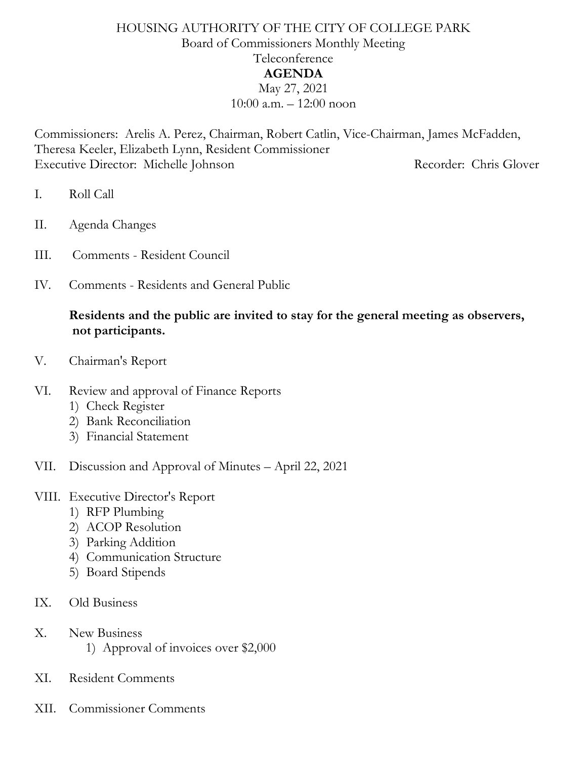# HOUSING AUTHORITY OF THE CITY OF COLLEGE PARK

Board of Commissioners Monthly Meeting

Teleconference

**AGENDA**

May 27, 2021

10:00 a.m. – 12:00 noon

Commissioners: Arelis A. Perez, Chairman, Robert Catlin, Vice-Chairman, James McFadden, Theresa Keeler, Elizabeth Lynn, Resident Commissioner

Executive Director: Michelle Johnson — Recorder: Chris Glover

I. Roll Call

II. Agenda Changes

III. Comments - Resident Council

IV. Comments - Residents and General Public

**Residents and the public are invited to stay for the general meeting as observers, not participants.**

V. Chairman's Report

VI. Review and approval of Finance Reports
   1) Check Register
   2) Bank Reconciliation
   3) Financial Statement

VII. Discussion and Approval of Minutes – April 22, 2021

VIII. Executive Director's Report
   1) RFP Plumbing
   2) ACOP Resolution
   3) Parking Addition
   4) Communication Structure
   5) Board Stipends

IX. Old Business

X. New Business
   1) Approval of invoices over $2,000

XI. Resident Comments

XII. Commissioner Comments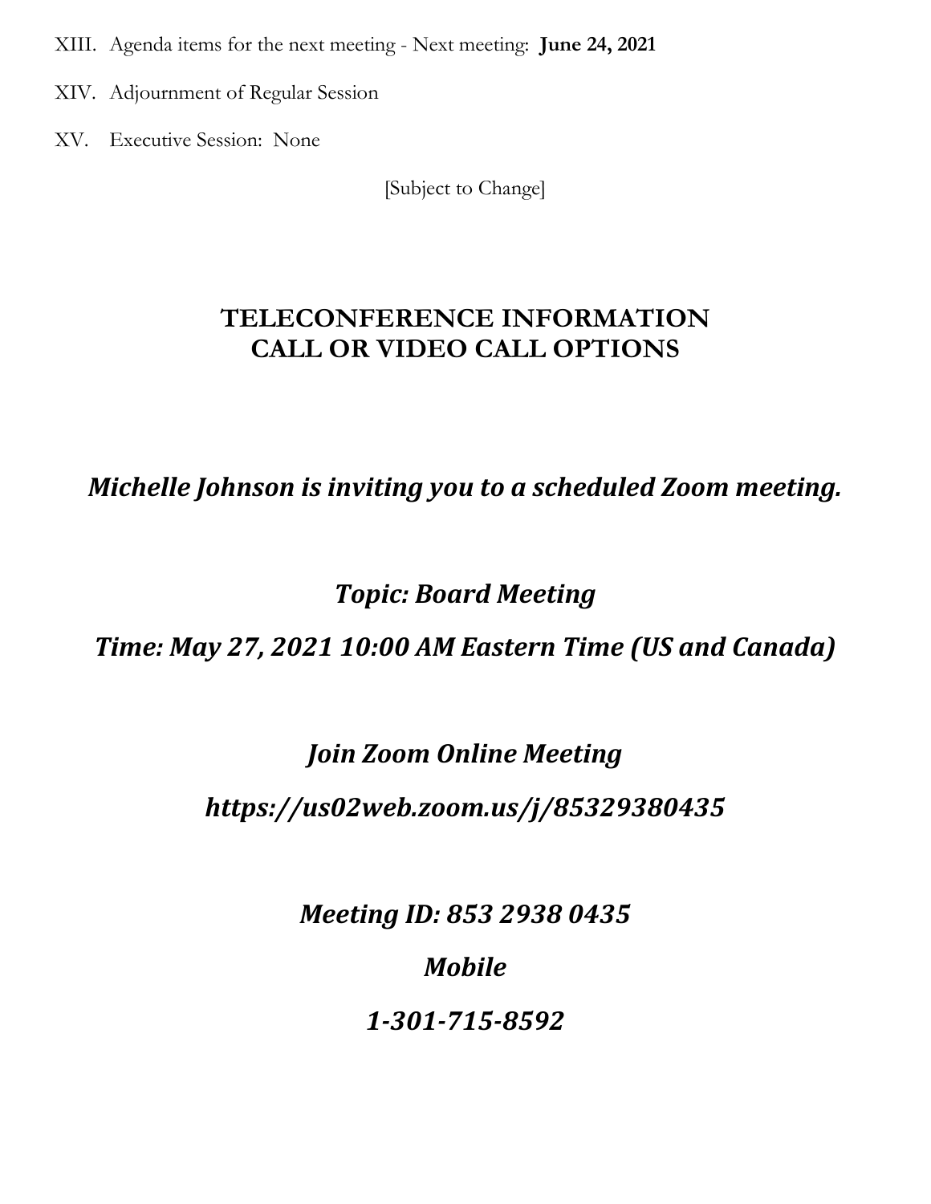XIII. Agenda items for the next meeting - Next meeting: **June 24, 2021**

XIV. Adjournment of Regular Session

XV. Executive Session: None

[Subject to Change]

## TELECONFERENCE INFORMATION
## CALL OR VIDEO CALL OPTIONS

***Michelle Johnson is inviting you to a scheduled Zoom meeting.***

***Topic: Board Meeting***

***Time: May 27, 2021 10:00 AM Eastern Time (US and Canada)***

***Join Zoom Online Meeting***

***https://us02web.zoom.us/j/85329380435***

***Meeting ID: 853 2938 0435***

***Mobile***

***1-301-715-8592***